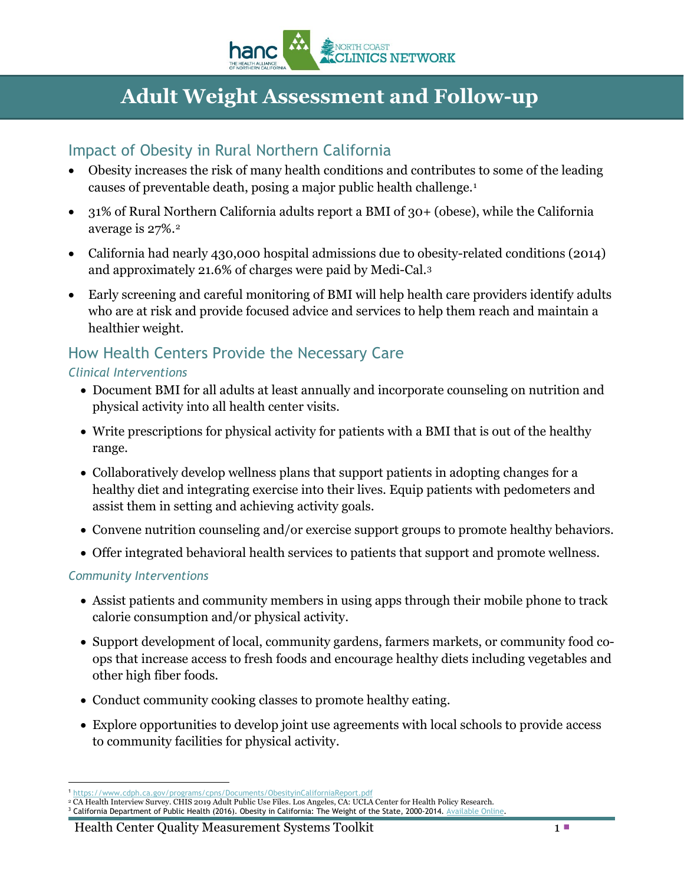# Adult Weight Assessment and Follow-up

## Impact of Obesity in Rural Northern California

- Obesity increases the risk of many health conditions and contributes to some of the leading causes of preventable death, posing a major public health challenge.[1]
- 31% of Rural Northern California adults report a BMI of 30+ (obese), while the California average is 27%.[2]
- California had nearly 430,000 hospital admissions due to obesity-related conditions (2014) and approximately 21.6% of charges were paid by Medi-Cal.[3]
- Early screening and careful monitoring of BMI will help health care providers identify adults who are at risk and provide focused advice and services to help them reach and maintain a healthier weight.

## How Health Centers Provide the Necessary Care

### *Clinical Interventions*

- Document BMI for all adults at least annually and incorporate counseling on nutrition and physical activity into all health center visits.
- Write prescriptions for physical activity for patients with a BMI that is out of the healthy range.
- Collaboratively develop wellness plans that support patients in adopting changes for a healthy diet and integrating exercise into their lives. Equip patients with pedometers and assist them in setting and achieving activity goals.
- Convene nutrition counseling and/or exercise support groups to promote healthy behaviors.
- Offer integrated behavioral health services to patients that support and promote wellness.

### *Community Interventions*

- Assist patients and community members in using apps through their mobile phone to track calorie consumption and/or physical activity.
- Support development of local, community gardens, farmers markets, or community food co-ops that increase access to fresh foods and encourage healthy diets including vegetables and other high fiber foods.
- Conduct community cooking classes to promote healthy eating.
- Explore opportunities to develop joint use agreements with local schools to provide access to community facilities for physical activity.

---

[1] https://www.cdph.ca.gov/programs/cpns/Documents/ObesityinCaliforniaReport.pdf

[2] CA Health Interview Survey. CHIS 2019 Adult Public Use Files. Los Angeles, CA: UCLA Center for Health Policy Research.

[3] California Department of Public Health (2016). Obesity in California: The Weight of the State, 2000-2014. Available Online.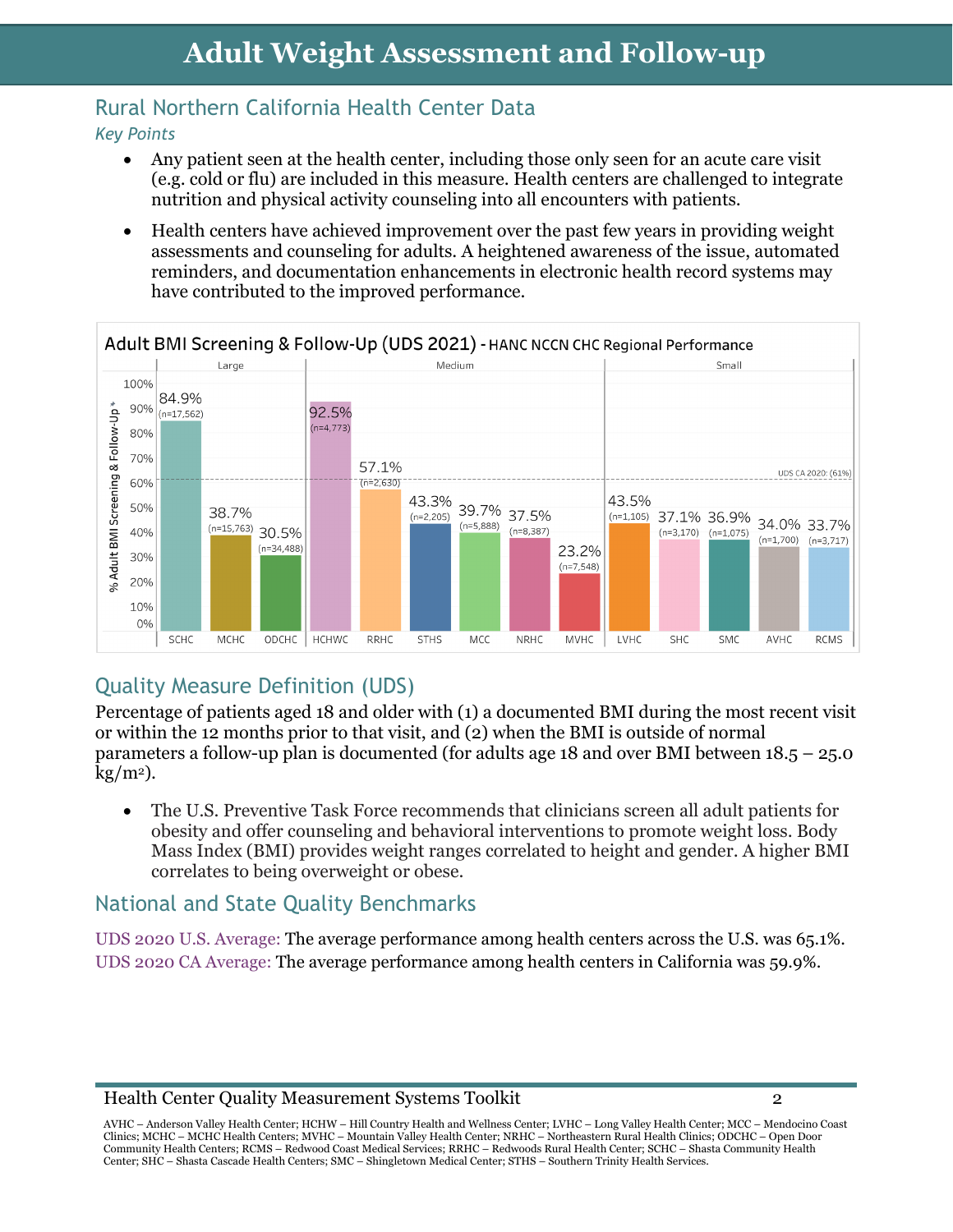# Adult Weight Assessment and Follow-up

## Rural Northern California Health Center Data

*Key Points*

- Any patient seen at the health center, including those only seen for an acute care visit (e.g. cold or flu) are included in this measure. Health centers are challenged to integrate nutrition and physical activity counseling into all encounters with patients.
- Health centers have achieved improvement over the past few years in providing weight assessments and counseling for adults. A heightened awareness of the issue, automated reminders, and documentation enhancements in electronic health record systems may have contributed to the improved performance.

Adult BMI Screening & Follow-Up (UDS 2021) - HANC NCCN CHC Regional Performance

Large | Medium | Small

% Adult BMI Screening & Follow-Up*

100%
90%
80%
70%
60%
50%
40%
30%
20%
10%
0%

UDS CA 2020: (61%)

SCHC 84.9% (n=17,562)
MCHC 38.7% (n=15,763)
ODCHC 30.5% (n=34,488)
HCHWC 92.5% (n=4,773)
RRHC 57.1% (n=2,630)
STHS 43.3% (n=2,205)
MCC 39.7% (n=5,888)
NRHC 37.5% (n=8,387)
MVHC 23.2% (n=7,548)
LVHC 43.5% (n=1,105)
SHC 37.1% (n=3,170)
SMC 36.9% (n=1,075)
AVHC 34.0% (n=1,700)
RCMS 33.7% (n=3,717)

## Quality Measure Definition (UDS)

Percentage of patients aged 18 and older with (1) a documented BMI during the most recent visit or within the 12 months prior to that visit, and (2) when the BMI is outside of normal parameters a follow-up plan is documented (for adults age 18 and over BMI between 18.5 – 25.0 kg/$m^2$).

- The U.S. Preventive Task Force recommends that clinicians screen all adult patients for obesity and offer counseling and behavioral interventions to promote weight loss. Body Mass Index (BMI) provides weight ranges correlated to height and gender. A higher BMI correlates to being overweight or obese.

## National and State Quality Benchmarks

UDS 2020 U.S. Average: The average performance among health centers across the U.S. was 65.1%.
UDS 2020 CA Average: The average performance among health centers in California was 59.9%.

AVHC – Anderson Valley Health Center; HCHW – Hill Country Health and Wellness Center; LVHC – Long Valley Health Center; MCC – Mendocino Coast Clinics; MCHC – MCHC Health Centers; MVHC – Mountain Valley Health Center; NRHC – Northeastern Rural Health Clinics; ODCHC – Open Door Community Health Centers; RCMS – Redwood Coast Medical Services; RRHC – Redwoods Rural Health Center; SCHC – Shasta Community Health Center; SHC – Shasta Cascade Health Centers; SMC – Shingletown Medical Center; STHS – Southern Trinity Health Services.